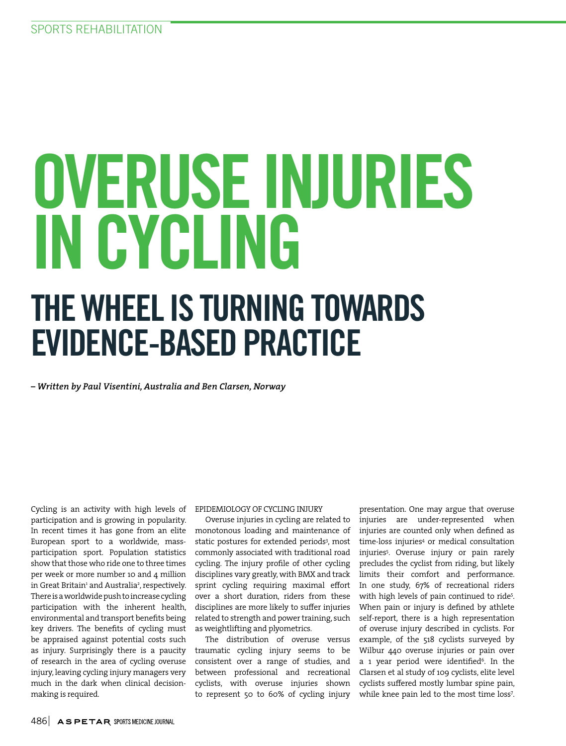# OVERUSE INJURIES IN CYCLING

## THE WHEEL IS TURNING TOWARDS EVIDENCE-BASED PRACTICE

*– Written by Paul Visentini, Australia and Ben Clarsen, Norway*

Cycling is an activity with high levels of participation and is growing in popularity. In recent times it has gone from an elite European sport to a worldwide, mass-participation sport. Population statistics show that those who ride one to three times per week or more number 10 and 4 million in Great Britain[1] and Australia[2], respectively. There is a worldwide push to increase cycling participation with the inherent health, environmental and transport benefits being key drivers. The benefits of cycling must be appraised against potential costs such as injury. Surprisingly there is a paucity of research in the area of cycling overuse injury, leaving cycling injury managers very much in the dark when clinical decision-making is required.

### EPIDEMIOLOGY OF CYCLING INJURY

Overuse injuries in cycling are related to monotonous loading and maintenance of static postures for extended periods[3], most commonly associated with traditional road cycling. The injury profile of other cycling disciplines vary greatly, with BMX and track sprint cycling requiring maximal effort over a short duration, riders from these disciplines are more likely to suffer injuries related to strength and power training, such as weightlifting and plyometrics.

The distribution of overuse versus traumatic cycling injury seems to be consistent over a range of studies, and between professional and recreational cyclists, with overuse injuries shown to represent 50 to 60% of cycling injury presentation. One may argue that overuse injuries are under-represented when injuries are counted only when defined as time-loss injuries[4] or medical consultation injuries[5]. Overuse injury or pain rarely precludes the cyclist from riding, but likely limits their comfort and performance. In one study, 67% of recreational riders with high levels of pain continued to ride[5]. When pain or injury is defined by athlete self-report, there is a high representation of overuse injury described in cyclists. For example, of the 518 cyclists surveyed by Wilbur 440 overuse injuries or pain over a 1 year period were identified[6]. In the Clarsen et al study of 109 cyclists, elite level cyclists suffered mostly lumbar spine pain, while knee pain led to the most time loss[7].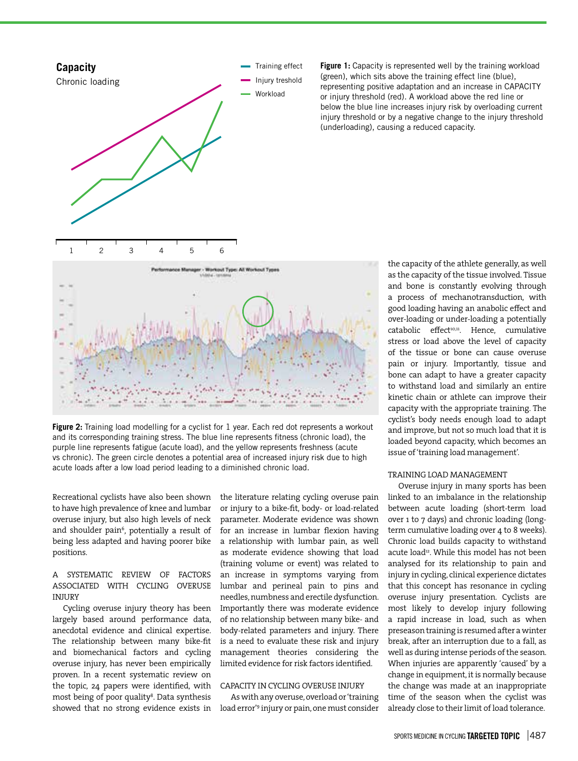**Figure 1:** Capacity is represented well by the training workload (green), which sits above the training effect line (blue), representing positive adaptation and an increase in CAPACITY or injury threshold (red). A workload above the red line or below the blue line increases injury risk by overloading current injury threshold or by a negative change to the injury threshold (underloading), causing a reduced capacity.

**Figure 2:** Training load modelling for a cyclist for 1 year. Each red dot represents a workout and its corresponding training stress. The blue line represents fitness (chronic load), the purple line represents fatigue (acute load), and the yellow represents freshness (acute vs chronic). The green circle denotes a potential area of increased injury risk due to high acute loads after a low load period leading to a diminished chronic load.

Recreational cyclists have also been shown to have high prevalence of knee and lumbar overuse injury, but also high levels of neck and shoulder pain[6], potentially a result of being less adapted and having poorer bike positions.

## A SYSTEMATIC REVIEW OF FACTORS ASSOCIATED WITH CYCLING OVERUSE INJURY

Cycling overuse injury theory has been largely based around performance data, anecdotal evidence and clinical expertise. The relationship between many bike-fit and biomechanical factors and cycling overuse injury, has never been empirically proven. In a recent systematic review on the topic, 24 papers were identified, with most being of poor quality[8]. Data synthesis showed that no strong evidence exists in the literature relating cycling overuse pain or injury to a bike-fit, body- or load-related parameter. Moderate evidence was shown for an increase in lumbar flexion having a relationship with lumbar pain, as well as moderate evidence showing that load (training volume or event) was related to an increase in symptoms varying from lumbar and perineal pain to pins and needles, numbness and erectile dysfunction. Importantly there was moderate evidence of no relationship between many bike- and body-related parameters and injury. There is a need to evaluate these risk and injury management theories considering the limited evidence for risk factors identified.

## CAPACITY IN CYCLING OVERUSE INJURY

As with any overuse, overload or 'training load error'[9] injury or pain, one must consider the capacity of the athlete generally, as well as the capacity of the tissue involved. Tissue and bone is constantly evolving through a process of mechanotransduction, with good loading having an anabolic effect and over-loading or under-loading a potentially catabolic effect[10,11]. Hence, cumulative stress or load above the level of capacity of the tissue or bone can cause overuse pain or injury. Importantly, tissue and bone can adapt to have a greater capacity to withstand load and similarly an entire kinetic chain or athlete can improve their capacity with the appropriate training. The cyclist's body needs enough load to adapt and improve, but not so much load that it is loaded beyond capacity, which becomes an issue of 'training load management'.

## TRAINING LOAD MANAGEMENT

Overuse injury in many sports has been linked to an imbalance in the relationship between acute loading (short-term load over 1 to 7 days) and chronic loading (long-term cumulative loading over 4 to 8 weeks). Chronic load builds capacity to withstand acute load[12]. While this model has not been analysed for its relationship to pain and injury in cycling, clinical experience dictates that this concept has resonance in cycling overuse injury presentation. Cyclists are most likely to develop injury following a rapid increase in load, such as when preseason training is resumed after a winter break, after an interruption due to a fall, as well as during intense periods of the season. When injuries are apparently 'caused' by a change in equipment, it is normally because the change was made at an inappropriate time of the season when the cyclist was already close to their limit of load tolerance.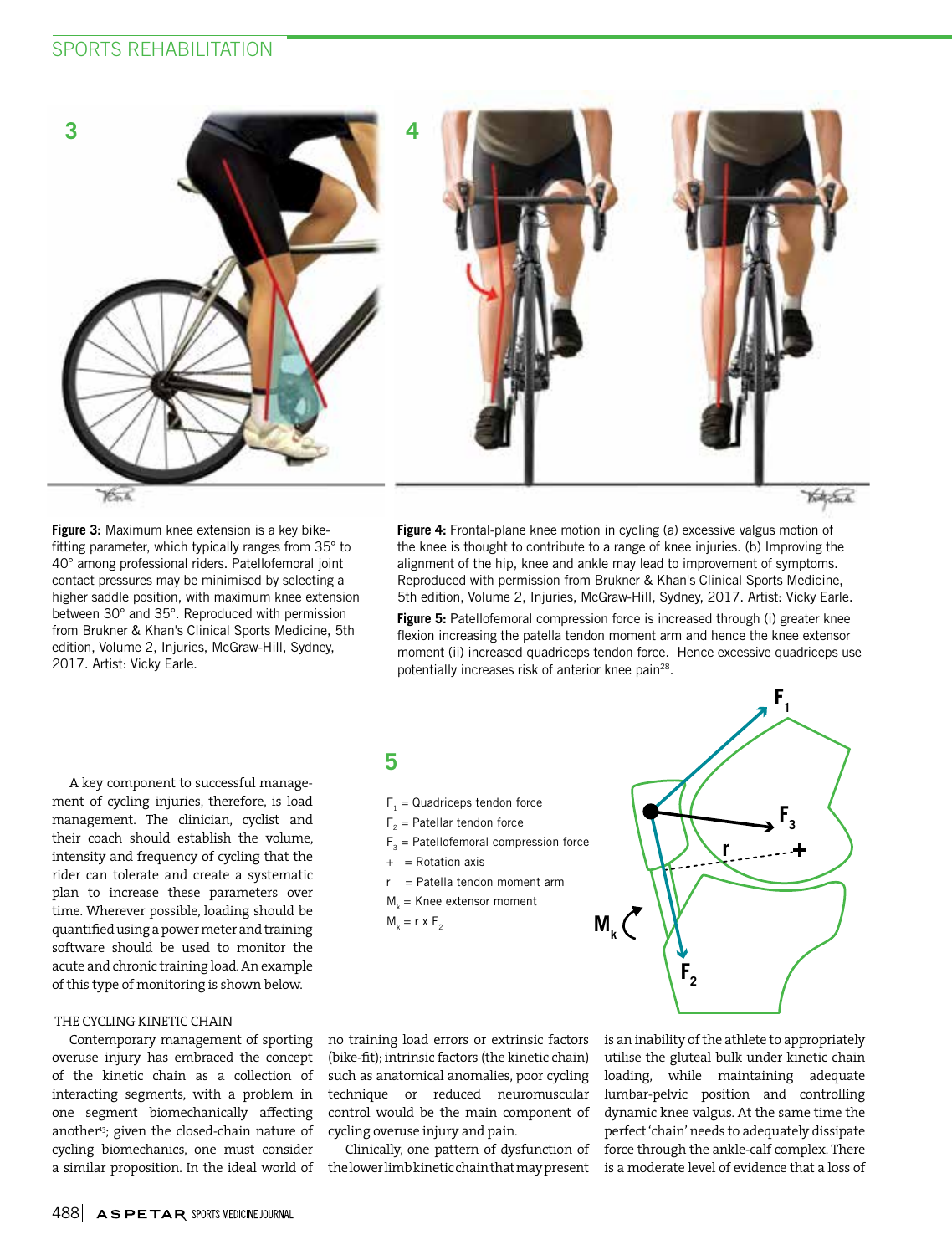**Figure 3:** Maximum knee extension is a key bike-fitting parameter, which typically ranges from 35° to 40° among professional riders. Patellofemoral joint contact pressures may be minimised by selecting a higher saddle position, with maximum knee extension between 30° and 35°. Reproduced with permission from Brukner & Khan's Clinical Sports Medicine, 5th edition, Volume 2, Injuries, McGraw-Hill, Sydney, 2017. Artist: Vicky Earle.

**Figure 4:** Frontal-plane knee motion in cycling (a) excessive valgus motion of the knee is thought to contribute to a range of knee injuries. (b) Improving the alignment of the hip, knee and ankle may lead to improvement of symptoms. Reproduced with permission from Brukner & Khan's Clinical Sports Medicine, 5th edition, Volume 2, Injuries, McGraw-Hill, Sydney, 2017. Artist: Vicky Earle.

**Figure 5:** Patellofemoral compression force is increased through (i) greater knee flexion increasing the patella tendon moment arm and hence the knee extensor moment (ii) increased quadriceps tendon force. Hence excessive quadriceps use potentially increases risk of anterior knee pain[28].

$F_1$ = Quadriceps tendon force
$F_2$ = Patellar tendon force
$F_3$ = Patellofemoral compression force
\+ = Rotation axis
r = Patella tendon moment arm
$M_k$ = Knee extensor moment
$M_k = r \times F_2$

A key component to successful management of cycling injuries, therefore, is load management. The clinician, cyclist and their coach should establish the volume, intensity and frequency of cycling that the rider can tolerate and create a systematic plan to increase these parameters over time. Wherever possible, loading should be quantified using a power meter and training software should be used to monitor the acute and chronic training load. An example of this type of monitoring is shown below.

## THE CYCLING KINETIC CHAIN

Contemporary management of sporting overuse injury has embraced the concept of the kinetic chain as a collection of interacting segments, with a problem in one segment biomechanically affecting another[13]; given the closed-chain nature of cycling biomechanics, one must consider a similar proposition. In the ideal world of no training load errors or extrinsic factors (bike-fit); intrinsic factors (the kinetic chain) such as anatomical anomalies, poor cycling technique or reduced neuromuscular control would be the main component of cycling overuse injury and pain.

Clinically, one pattern of dysfunction of the lower limb kinetic chain that may present is an inability of the athlete to appropriately utilise the gluteal bulk under kinetic chain loading, while maintaining adequate lumbar-pelvic position and controlling dynamic knee valgus. At the same time the perfect 'chain' needs to adequately dissipate force through the ankle-calf complex. There is a moderate level of evidence that a loss of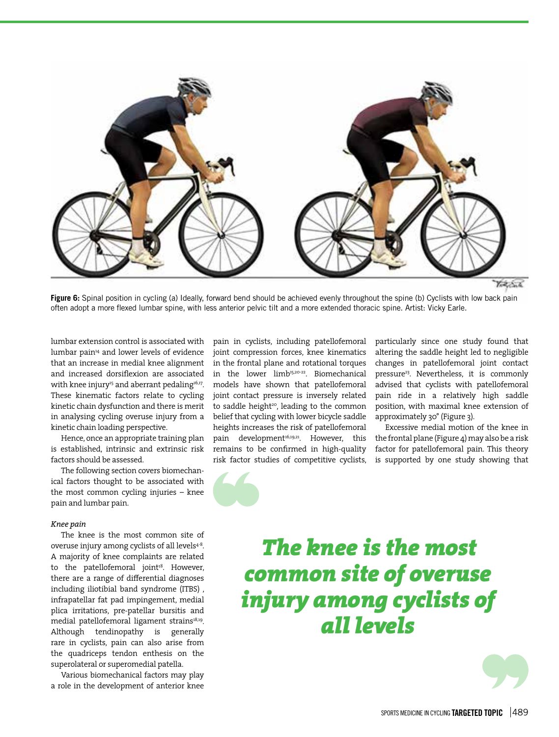**Figure 6:** Spinal position in cycling (a) Ideally, forward bend should be achieved evenly throughout the spine (b) Cyclists with low back pain often adopt a more flexed lumbar spine, with less anterior pelvic tilt and a more extended thoracic spine. Artist: Vicky Earle.

lumbar extension control is associated with lumbar pain[14] and lower levels of evidence that an increase in medial knee alignment and increased dorsiflexion are associated with knee injury[15] and aberrant pedaling[16,17]. These kinematic factors relate to cycling kinetic chain dysfunction and there is merit in analysing cycling overuse injury from a kinetic chain loading perspective.

Hence, once an appropriate training plan is established, intrinsic and extrinsic risk factors should be assessed.

The following section covers biomechanical factors thought to be associated with the most common cycling injuries – knee pain and lumbar pain.

*Knee pain*

The knee is the most common site of overuse injury among cyclists of all levels[4-8]. A majority of knee complaints are related to the patellofemoral joint[18]. However, there are a range of differential diagnoses including iliotibial band syndrome (ITBS) , infrapatellar fat pad impingement, medial plica irritations, pre-patellar bursitis and medial patellofemoral ligament strains[18,19]. Although tendinopathy is generally rare in cyclists, pain can also arise from the quadriceps tendon enthesis on the superolateral or superomedial patella.

Various biomechanical factors may play a role in the development of anterior knee pain in cyclists, including patellofemoral joint compression forces, knee kinematics in the frontal plane and rotational torques in the lower limb[15,20-22]. Biomechanical models have shown that patellofemoral joint contact pressure is inversely related to saddle height[20], leading to the common belief that cycling with lower bicycle saddle heights increases the risk of patellofemoral pain development[16,19,21]. However, this remains to be confirmed in high-quality risk factor studies of competitive cyclists, particularly since one study found that altering the saddle height led to negligible changes in patellofemoral joint contact pressure[23]. Nevertheless, it is commonly advised that cyclists with patellofemoral pain ride in a relatively high saddle position, with maximal knee extension of approximately 30° (Figure 3).

Excessive medial motion of the knee in the frontal plane (Figure 4) may also be a risk factor for patellofemoral pain. This theory is supported by one study showing that

> *The knee is the most common site of overuse injury among cyclists of all levels*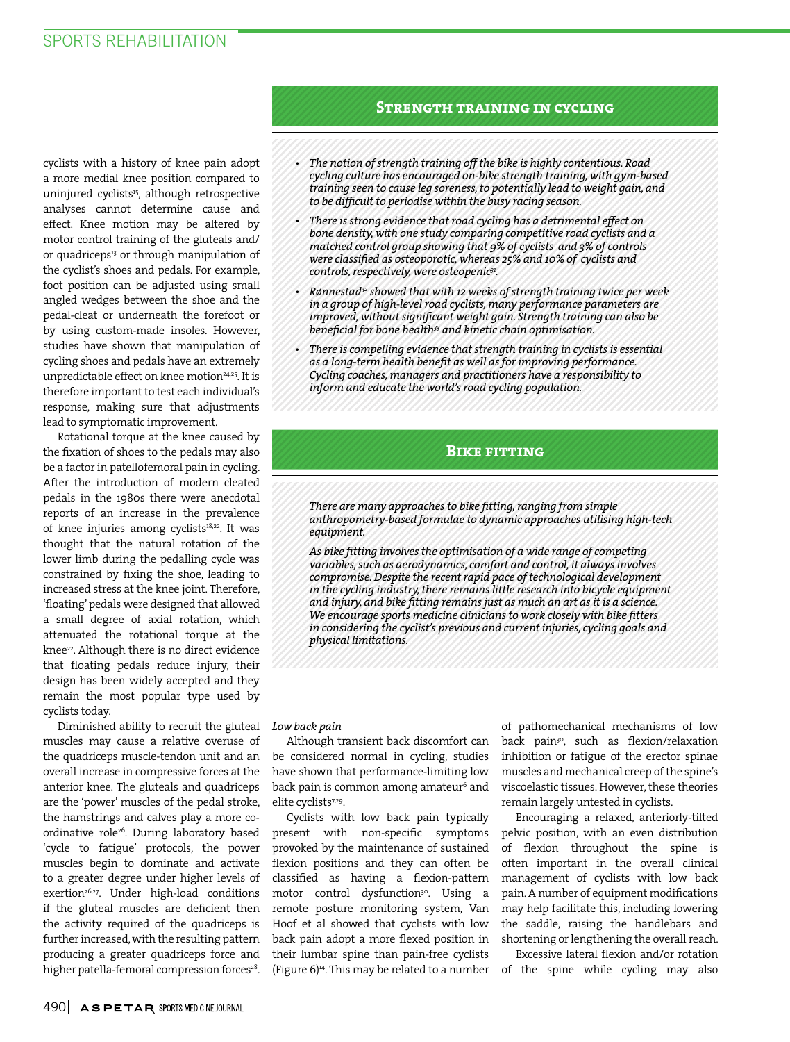cyclists with a history of knee pain adopt a more medial knee position compared to uninjured cyclists[15], although retrospective analyses cannot determine cause and effect. Knee motion may be altered by motor control training of the gluteals and/or quadriceps[13] or through manipulation of the cyclist's shoes and pedals. For example, foot position can be adjusted using small angled wedges between the shoe and the pedal-cleat or underneath the forefoot or by using custom-made insoles. However, studies have shown that manipulation of cycling shoes and pedals have an extremely unpredictable effect on knee motion[24,25]. It is therefore important to test each individual's response, making sure that adjustments lead to symptomatic improvement.

Rotational torque at the knee caused by the fixation of shoes to the pedals may also be a factor in patellofemoral pain in cycling. After the introduction of modern cleated pedals in the 1980s there were anecdotal reports of an increase in the prevalence of knee injuries among cyclists[18,22]. It was thought that the natural rotation of the lower limb during the pedalling cycle was constrained by fixing the shoe, leading to increased stress at the knee joint. Therefore, 'floating' pedals were designed that allowed a small degree of axial rotation, which attenuated the rotational torque at the knee[22]. Although there is no direct evidence that floating pedals reduce injury, their design has been widely accepted and they remain the most popular type used by cyclists today.

Diminished ability to recruit the gluteal muscles may cause a relative overuse of the quadriceps muscle-tendon unit and an overall increase in compressive forces at the anterior knee. The gluteals and quadriceps are the 'power' muscles of the pedal stroke, the hamstrings and calves play a more co-ordinative role[26]. During laboratory based 'cycle to fatigue' protocols, the power muscles begin to dominate and activate to a greater degree under higher levels of exertion[26,27]. Under high-load conditions if the gluteal muscles are deficient then the activity required of the quadriceps is further increased, with the resulting pattern producing a greater quadriceps force and higher patella-femoral compression forces[28].

## Strength training in cycling

- *The notion of strength training off the bike is highly contentious. Road cycling culture has encouraged on-bike strength training, with gym-based training seen to cause leg soreness, to potentially lead to weight gain, and to be difficult to periodise within the busy racing season.*
- *There is strong evidence that road cycling has a detrimental effect on bone density, with one study comparing competitive road cyclists and a matched control group showing that 9% of cyclists and 3% of controls were classified as osteoporotic, whereas 25% and 10% of cyclists and controls, respectively, were osteopenic[31].*
- *Rønnestad[32] showed that with 12 weeks of strength training twice per week in a group of high-level road cyclists, many performance parameters are improved, without significant weight gain. Strength training can also be beneficial for bone health[33] and kinetic chain optimisation.*
- *There is compelling evidence that strength training in cyclists is essential as a long-term health benefit as well as for improving performance. Cycling coaches, managers and practitioners have a responsibility to inform and educate the world's road cycling population.*

## Bike fitting

*There are many approaches to bike fitting, ranging from simple anthropometry-based formulae to dynamic approaches utilising high-tech equipment.*

*As bike fitting involves the optimisation of a wide range of competing variables, such as aerodynamics, comfort and control, it always involves compromise. Despite the recent rapid pace of technological development in the cycling industry, there remains little research into bicycle equipment and injury, and bike fitting remains just as much an art as it is a science. We encourage sports medicine clinicians to work closely with bike fitters in considering the cyclist's previous and current injuries, cycling goals and physical limitations.*

### *Low back pain*

Although transient back discomfort can be considered normal in cycling, studies have shown that performance-limiting low back pain is common among amateur[6] and elite cyclists[7,29].

Cyclists with low back pain typically present with non-specific symptoms provoked by the maintenance of sustained flexion positions and they can often be classified as having a flexion-pattern motor control dysfunction[30]. Using a remote posture monitoring system, Van Hoof et al showed that cyclists with low back pain adopt a more flexed position in their lumbar spine than pain-free cyclists (Figure 6)[14]. This may be related to a number of pathomechanical mechanisms of low back pain[30], such as flexion/relaxation inhibition or fatigue of the erector spinae muscles and mechanical creep of the spine's viscoelastic tissues. However, these theories remain largely untested in cyclists.

Encouraging a relaxed, anteriorly-tilted pelvic position, with an even distribution of flexion throughout the spine is often important in the overall clinical management of cyclists with low back pain. A number of equipment modifications may help facilitate this, including lowering the saddle, raising the handlebars and shortening or lengthening the overall reach.

Excessive lateral flexion and/or rotation of the spine while cycling may also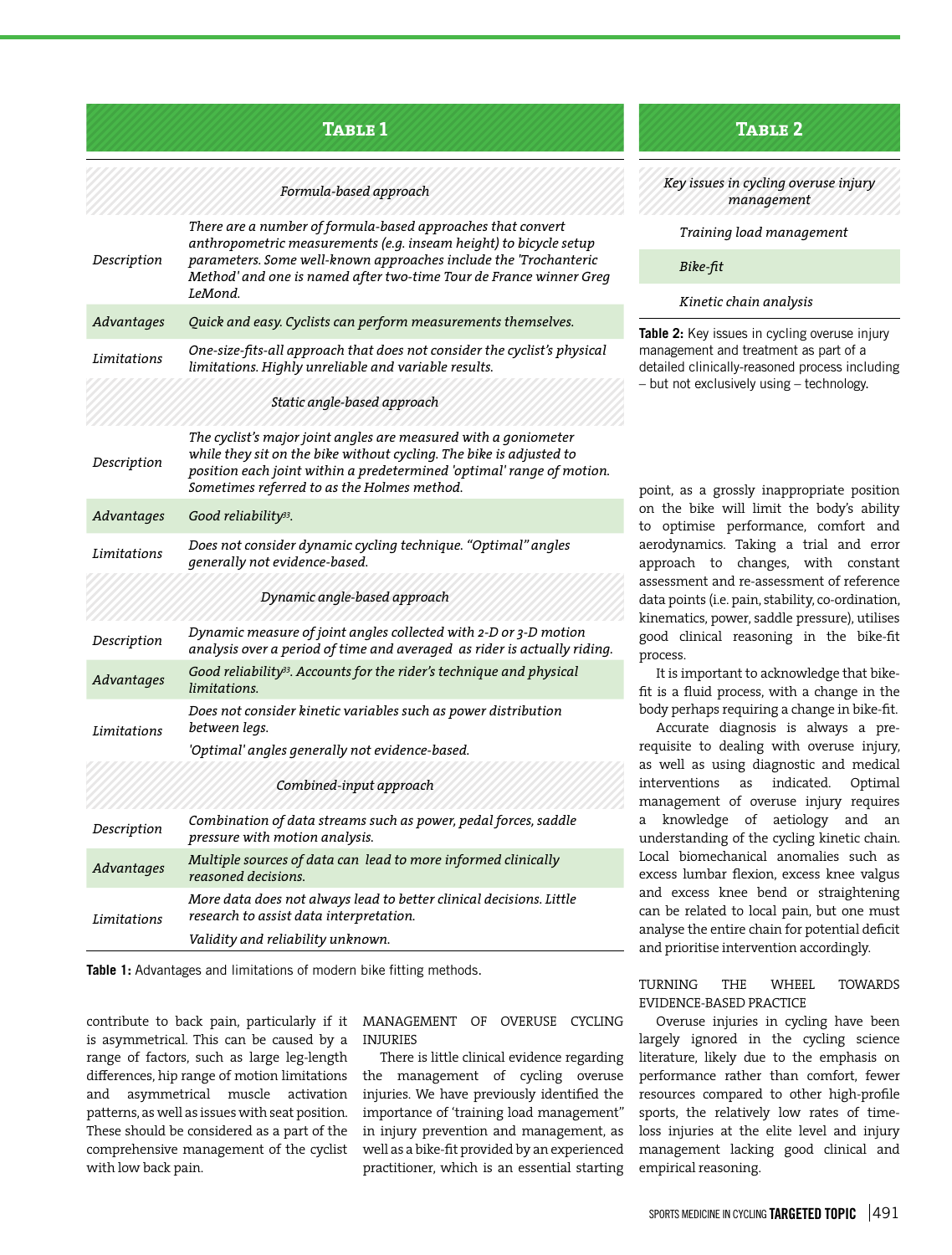**Table 1**

| | |
|---|---|
| | *Formula-based approach* |
| *Description* | *There are a number of formula-based approaches that convert anthropometric measurements (e.g. inseam height) to bicycle setup parameters. Some well-known approaches include the 'Trochanteric Method' and one is named after two-time Tour de France winner Greg LeMond.* |
| *Advantages* | *Quick and easy. Cyclists can perform measurements themselves.* |
| *Limitations* | *One-size-fits-all approach that does not consider the cyclist's physical limitations. Highly unreliable and variable results.* |
| | *Static angle-based approach* |
| *Description* | *The cyclist's major joint angles are measured with a goniometer while they sit on the bike without cycling. The bike is adjusted to position each joint within a predetermined 'optimal' range of motion. Sometimes referred to as the Holmes method.* |
| *Advantages* | *Good reliability*[83]. |
| *Limitations* | *Does not consider dynamic cycling technique. "Optimal" angles generally not evidence-based.* |
| | *Dynamic angle-based approach* |
| *Description* | *Dynamic measure of joint angles collected with 2-D or 3-D motion analysis over a period of time and averaged as rider is actually riding.* |
| *Advantages* | *Good reliability*[83]*. Accounts for the rider's technique and physical limitations.* |
| *Limitations* | *Does not consider kinetic variables such as power distribution between legs.* *'Optimal' angles generally not evidence-based.* |
| | *Combined-input approach* |
| *Description* | *Combination of data streams such as power, pedal forces, saddle pressure with motion analysis.* |
| *Advantages* | *Multiple sources of data can lead to more informed clinically reasoned decisions.* |
| *Limitations* | *More data does not always lead to better clinical decisions. Little research to assist data interpretation.* *Validity and reliability unknown.* |

**Table 1:** Advantages and limitations of modern bike fitting methods.

contribute to back pain, particularly if it is asymmetrical. This can be caused by a range of factors, such as large leg-length differences, hip range of motion limitations and asymmetrical muscle activation patterns, as well as issues with seat position. These should be considered as a part of the comprehensive management of the cyclist with low back pain.

## MANAGEMENT OF OVERUSE CYCLING INJURIES

There is little clinical evidence regarding the management of cycling overuse injuries. We have previously identified the importance of 'training load management" in injury prevention and management, as well as a bike-fit provided by an experienced practitioner, which is an essential starting point, as a grossly inappropriate position on the bike will limit the body's ability to optimise performance, comfort and aerodynamics. Taking a trial and error approach to changes, with constant assessment and re-assessment of reference data points (i.e. pain, stability, co-ordination, kinematics, power, saddle pressure), utilises good clinical reasoning in the bike-fit process.

It is important to acknowledge that bike-fit is a fluid process, with a change in the body perhaps requiring a change in bike-fit.

Accurate diagnosis is always a pre-requisite to dealing with overuse injury, as well as using diagnostic and medical interventions as indicated. Optimal management of overuse injury requires a knowledge of aetiology and an understanding of the cycling kinetic chain. Local biomechanical anomalies such as excess lumbar flexion, excess knee valgus and excess knee bend or straightening can be related to local pain, but one must analyse the entire chain for potential deficit and prioritise intervention accordingly.

**Table 2**

| *Key issues in cycling overuse injury management* |
|---|
| *Training load management* |
| *Bike-fit* |
| *Kinetic chain analysis* |

**Table 2:** Key issues in cycling overuse injury management and treatment as part of a detailed clinically-reasoned process including – but not exclusively using – technology.

## TURNING THE WHEEL TOWARDS EVIDENCE-BASED PRACTICE

Overuse injuries in cycling have been largely ignored in the cycling science literature, likely due to the emphasis on performance rather than comfort, fewer resources compared to other high-profile sports, the relatively low rates of time-loss injuries at the elite level and injury management lacking good clinical and empirical reasoning.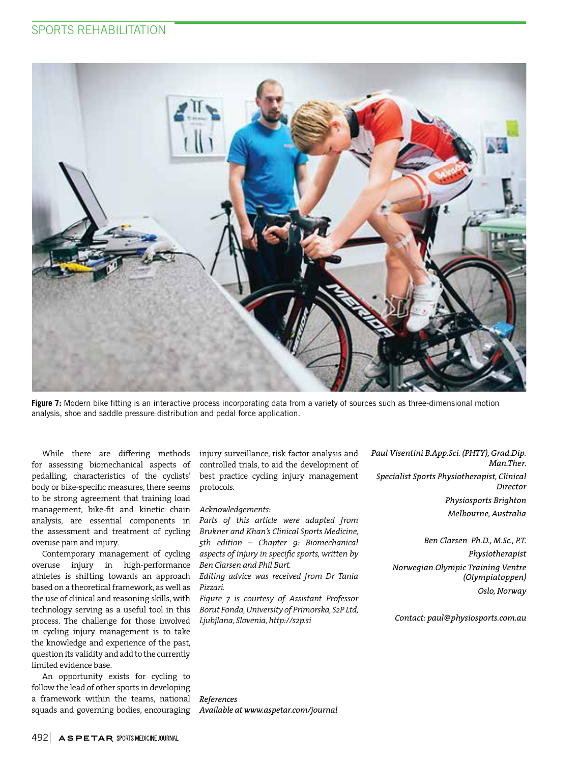**Figure 7:** Modern bike fitting is an interactive process incorporating data from a variety of sources such as three-dimensional motion analysis, shoe and saddle pressure distribution and pedal force application.

While there are differing methods for assessing biomechanical aspects of pedalling, characteristics of the cyclists' body or bike-specific measures, there seems to be strong agreement that training load management, bike-fit and kinetic chain analysis, are essential components in the assessment and treatment of cycling overuse pain and injury.

Contemporary management of cycling overuse injury in high-performance athletes is shifting towards an approach based on a theoretical framework, as well as the use of clinical and reasoning skills, with technology serving as a useful tool in this process. The challenge for those involved in cycling injury management is to take the knowledge and experience of the past, question its validity and add to the currently limited evidence base.

An opportunity exists for cycling to follow the lead of other sports in developing a framework within the teams, national squads and governing bodies, encouraging injury surveillance, risk factor analysis and controlled trials, to aid the development of best practice cycling injury management protocols.

*Acknowledgements:*

*Parts of this article were adapted from Brukner and Khan's Clinical Sports Medicine, 5th edition – Chapter 9: Biomechanical aspects of injury in specific sports, written by Ben Clarsen and Phil Burt.*

*Editing advice was received from Dr Tania Pizzari.*

*Figure 7 is courtesy of Assistant Professor Borut Fonda, University of Primorska, S2P Ltd, Ljubljana, Slovenia, http://s2p.si*

*References*
*Available at www.aspetar.com/journal*

*Paul Visentini B.App.Sci. (PHTY), Grad.Dip. Man.Ther.*
*Specialist Sports Physiotherapist, Clinical Director*
*Physiosports Brighton*
*Melbourne, Australia*

*Ben Clarsen Ph.D., M.Sc., P.T.*
*Physiotherapist*
*Norwegian Olympic Training Ventre (Olympiatoppen)*
*Oslo, Norway*

*Contact: paul@physiosports.com.au*